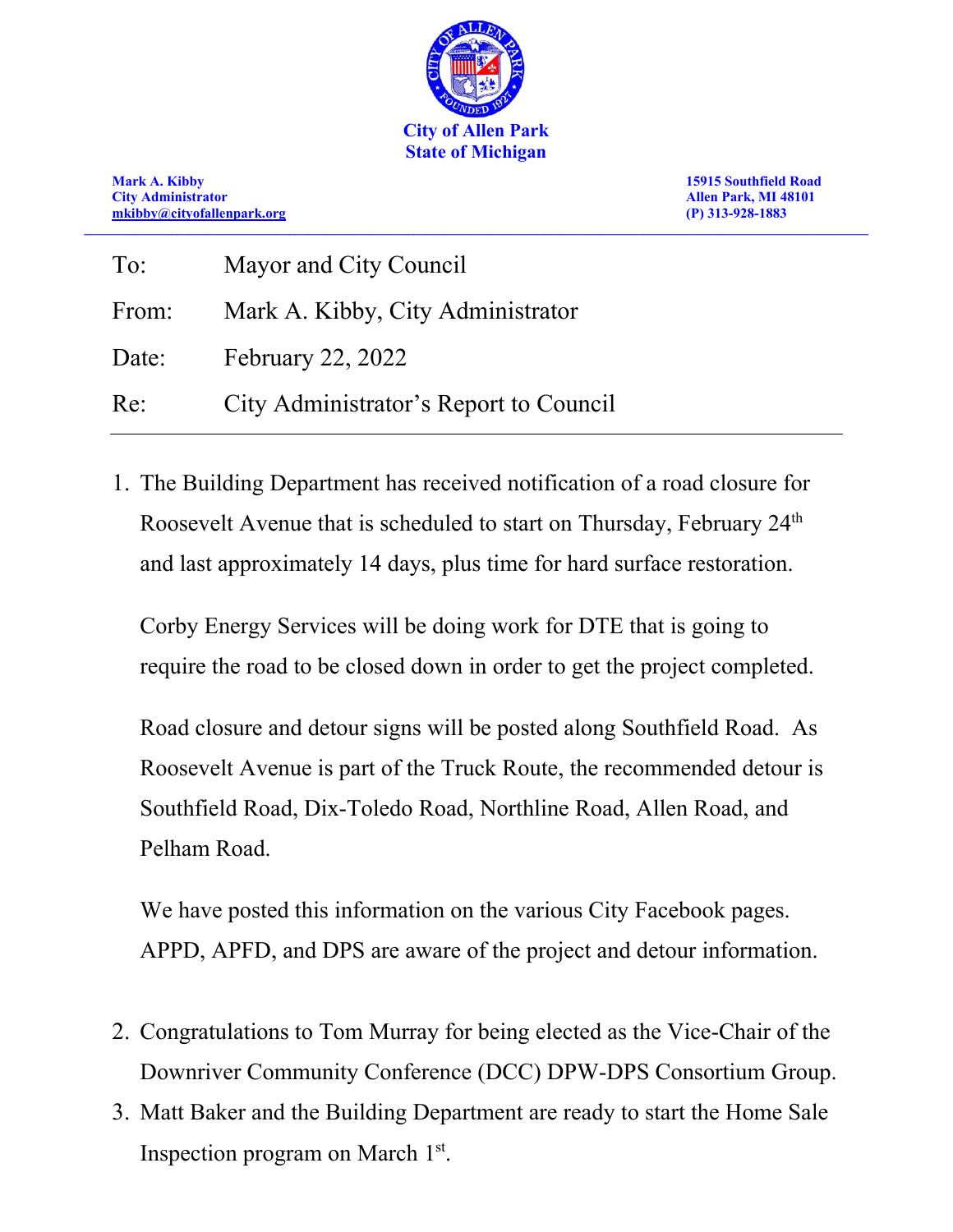**City of Allen Park**
**State of Michigan**

**Mark A. Kibby**
**City Administrator**
**mkibby@cityofallenpark.org**

**15915 Southfield Road**
**Allen Park, MI 48101**
**(P) 313-928-1883**

---

To: Mayor and City Council

From: Mark A. Kibby, City Administrator

Date: February 22, 2022

Re: City Administrator's Report to Council

---

1. The Building Department has received notification of a road closure for Roosevelt Avenue that is scheduled to start on Thursday, February 24th and last approximately 14 days, plus time for hard surface restoration.

   Corby Energy Services will be doing work for DTE that is going to require the road to be closed down in order to get the project completed.

   Road closure and detour signs will be posted along Southfield Road. As Roosevelt Avenue is part of the Truck Route, the recommended detour is Southfield Road, Dix-Toledo Road, Northline Road, Allen Road, and Pelham Road.

   We have posted this information on the various City Facebook pages. APPD, APFD, and DPS are aware of the project and detour information.

2. Congratulations to Tom Murray for being elected as the Vice-Chair of the Downriver Community Conference (DCC) DPW-DPS Consortium Group.
3. Matt Baker and the Building Department are ready to start the Home Sale Inspection program on March 1st.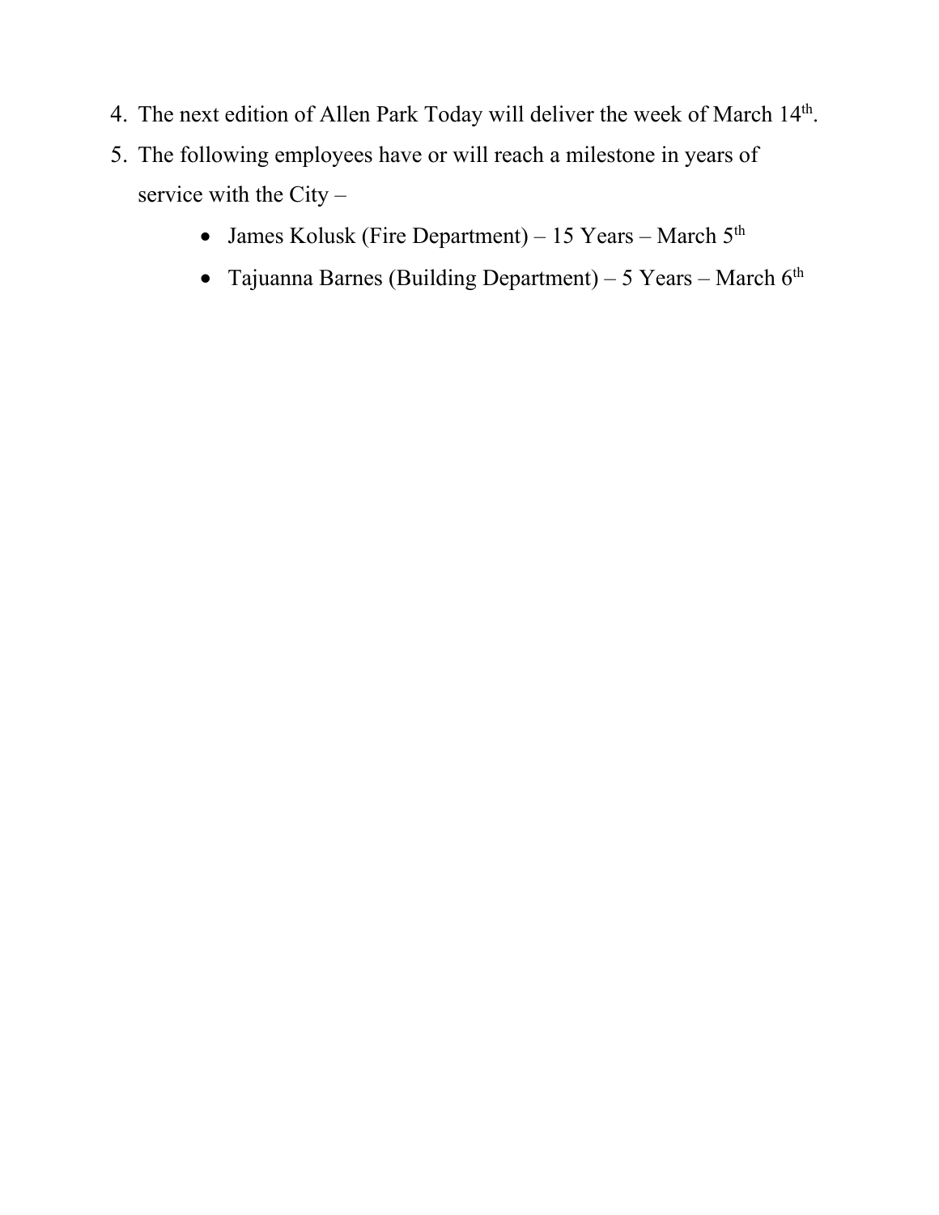4. The next edition of Allen Park Today will deliver the week of March 14th.
5. The following employees have or will reach a milestone in years of service with the City –
    - James Kolusk (Fire Department) – 15 Years – March 5th
    - Tajuanna Barnes (Building Department) – 5 Years – March 6th